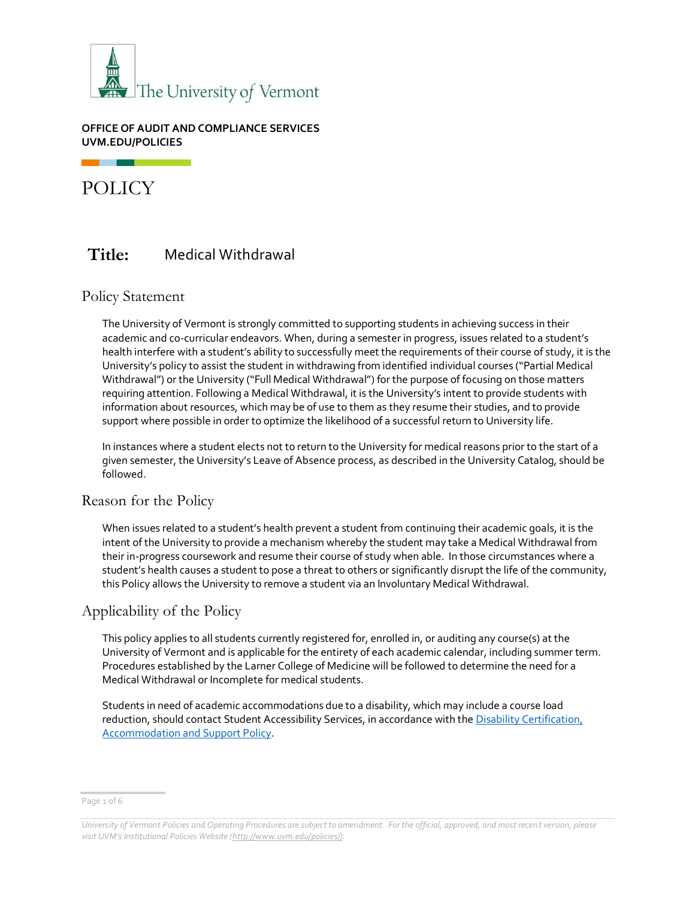The University of Vermont

**OFFICE OF AUDIT AND COMPLIANCE SERVICES**
**UVM.EDU/POLICIES**

# POLICY

**Title:** Medical Withdrawal

## Policy Statement

The University of Vermont is strongly committed to supporting students in achieving success in their academic and co-curricular endeavors. When, during a semester in progress, issues related to a student's health interfere with a student's ability to successfully meet the requirements of their course of study, it is the University's policy to assist the student in withdrawing from identified individual courses ("Partial Medical Withdrawal") or the University ("Full Medical Withdrawal") for the purpose of focusing on those matters requiring attention. Following a Medical Withdrawal, it is the University's intent to provide students with information about resources, which may be of use to them as they resume their studies, and to provide support where possible in order to optimize the likelihood of a successful return to University life.

In instances where a student elects not to return to the University for medical reasons prior to the start of a given semester, the University's Leave of Absence process, as described in the University Catalog, should be followed.

## Reason for the Policy

When issues related to a student's health prevent a student from continuing their academic goals, it is the intent of the University to provide a mechanism whereby the student may take a Medical Withdrawal from their in-progress coursework and resume their course of study when able. In those circumstances where a student's health causes a student to pose a threat to others or significantly disrupt the life of the community, this Policy allows the University to remove a student via an Involuntary Medical Withdrawal.

## Applicability of the Policy

This policy applies to all students currently registered for, enrolled in, or auditing any course(s) at the University of Vermont and is applicable for the entirety of each academic calendar, including summer term. Procedures established by the Larner College of Medicine will be followed to determine the need for a Medical Withdrawal or Incomplete for medical students.

Students in need of academic accommodations due to a disability, which may include a course load reduction, should contact Student Accessibility Services, in accordance with the Disability Certification, Accommodation and Support Policy.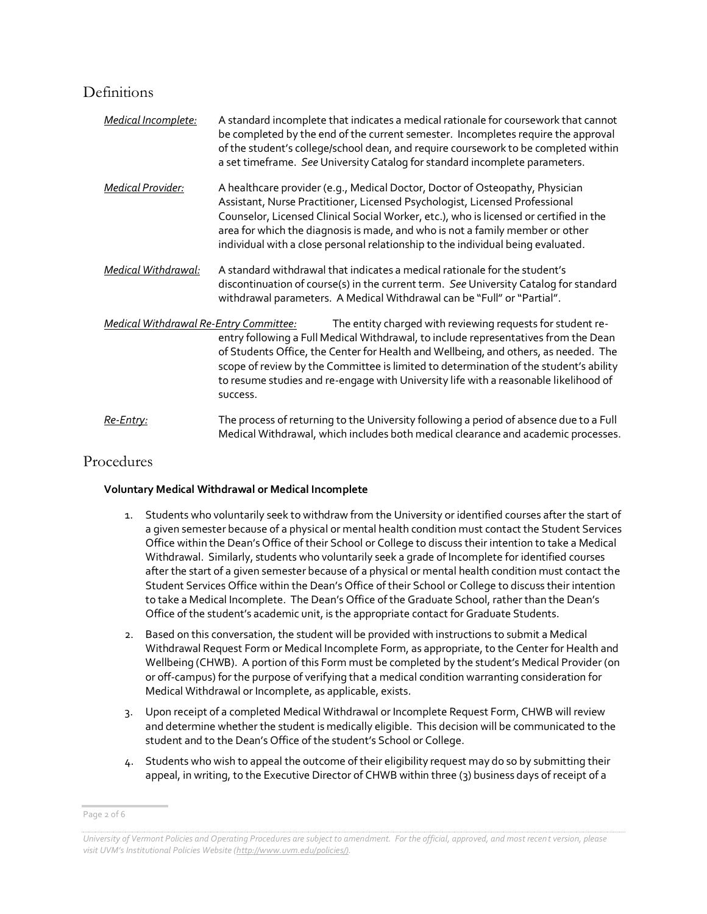## Definitions

*Medical Incomplete:* A standard incomplete that indicates a medical rationale for coursework that cannot be completed by the end of the current semester. Incompletes require the approval of the student's college/school dean, and require coursework to be completed within a set timeframe. *See* University Catalog for standard incomplete parameters.

*Medical Provider:* A healthcare provider (e.g., Medical Doctor, Doctor of Osteopathy, Physician Assistant, Nurse Practitioner, Licensed Psychologist, Licensed Professional Counselor, Licensed Clinical Social Worker, etc.), who is licensed or certified in the area for which the diagnosis is made, and who is not a family member or other individual with a close personal relationship to the individual being evaluated.

*Medical Withdrawal:* A standard withdrawal that indicates a medical rationale for the student's discontinuation of course(s) in the current term. *See* University Catalog for standard withdrawal parameters. A Medical Withdrawal can be "Full" or "Partial".

*Medical Withdrawal Re-Entry Committee:* The entity charged with reviewing requests for student re-entry following a Full Medical Withdrawal, to include representatives from the Dean of Students Office, the Center for Health and Wellbeing, and others, as needed. The scope of review by the Committee is limited to determination of the student's ability to resume studies and re-engage with University life with a reasonable likelihood of success.

*Re-Entry:* The process of returning to the University following a period of absence due to a Full Medical Withdrawal, which includes both medical clearance and academic processes.

## Procedures

**Voluntary Medical Withdrawal or Medical Incomplete**

1. Students who voluntarily seek to withdraw from the University or identified courses after the start of a given semester because of a physical or mental health condition must contact the Student Services Office within the Dean's Office of their School or College to discuss their intention to take a Medical Withdrawal. Similarly, students who voluntarily seek a grade of Incomplete for identified courses after the start of a given semester because of a physical or mental health condition must contact the Student Services Office within the Dean's Office of their School or College to discuss their intention to take a Medical Incomplete. The Dean's Office of the Graduate School, rather than the Dean's Office of the student's academic unit, is the appropriate contact for Graduate Students.
2. Based on this conversation, the student will be provided with instructions to submit a Medical Withdrawal Request Form or Medical Incomplete Form, as appropriate, to the Center for Health and Wellbeing (CHWB). A portion of this Form must be completed by the student's Medical Provider (on or off-campus) for the purpose of verifying that a medical condition warranting consideration for Medical Withdrawal or Incomplete, as applicable, exists.
3. Upon receipt of a completed Medical Withdrawal or Incomplete Request Form, CHWB will review and determine whether the student is medically eligible. This decision will be communicated to the student and to the Dean's Office of the student's School or College.
4. Students who wish to appeal the outcome of their eligibility request may do so by submitting their appeal, in writing, to the Executive Director of CHWB within three (3) business days of receipt of a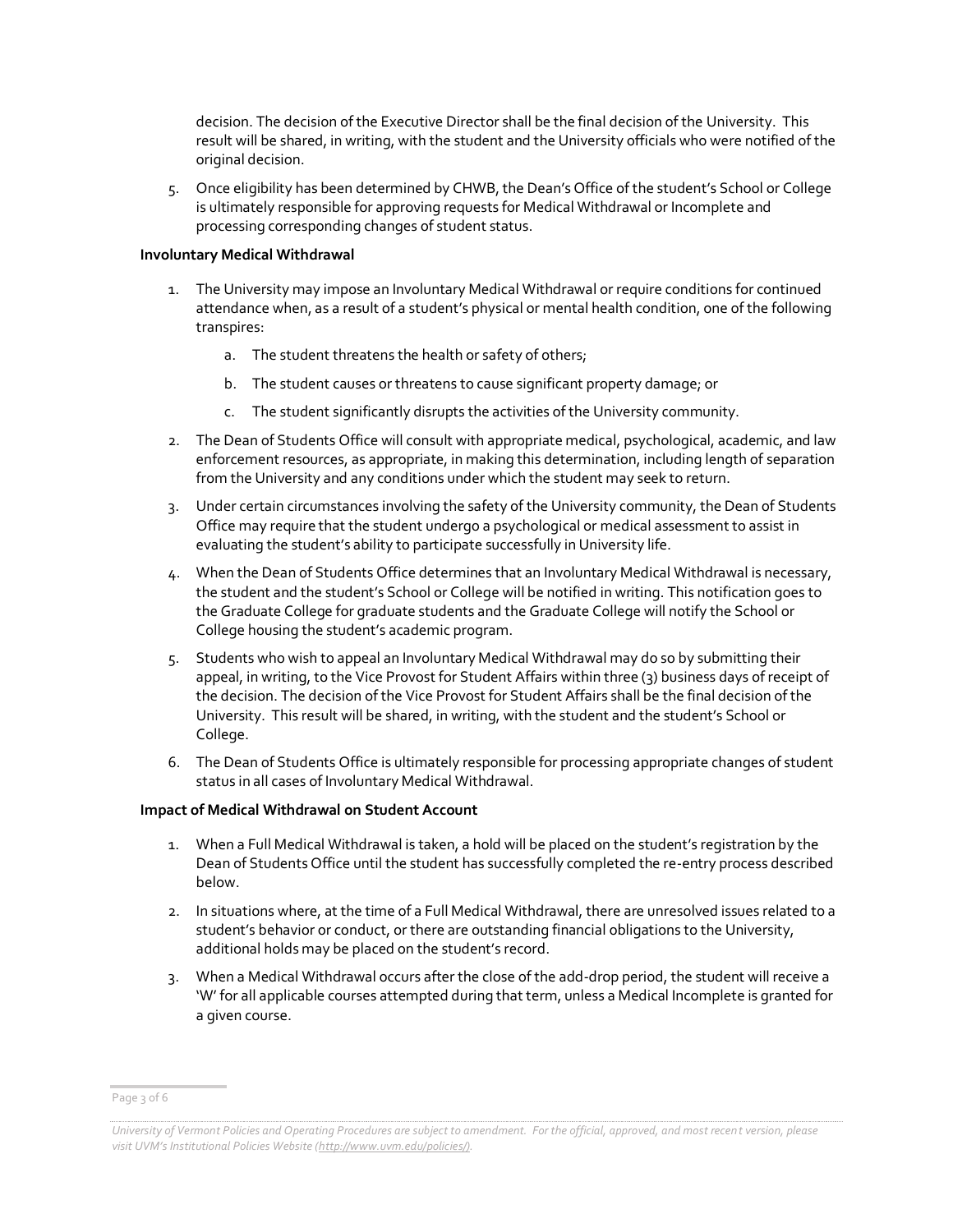decision. The decision of the Executive Director shall be the final decision of the University. This result will be shared, in writing, with the student and the University officials who were notified of the original decision.

5. Once eligibility has been determined by CHWB, the Dean's Office of the student's School or College is ultimately responsible for approving requests for Medical Withdrawal or Incomplete and processing corresponding changes of student status.

**Involuntary Medical Withdrawal**

1. The University may impose an Involuntary Medical Withdrawal or require conditions for continued attendance when, as a result of a student's physical or mental health condition, one of the following transpires:
    a. The student threatens the health or safety of others;
    b. The student causes or threatens to cause significant property damage; or
    c. The student significantly disrupts the activities of the University community.
2. The Dean of Students Office will consult with appropriate medical, psychological, academic, and law enforcement resources, as appropriate, in making this determination, including length of separation from the University and any conditions under which the student may seek to return.
3. Under certain circumstances involving the safety of the University community, the Dean of Students Office may require that the student undergo a psychological or medical assessment to assist in evaluating the student's ability to participate successfully in University life.
4. When the Dean of Students Office determines that an Involuntary Medical Withdrawal is necessary, the student and the student's School or College will be notified in writing. This notification goes to the Graduate College for graduate students and the Graduate College will notify the School or College housing the student's academic program.
5. Students who wish to appeal an Involuntary Medical Withdrawal may do so by submitting their appeal, in writing, to the Vice Provost for Student Affairs within three (3) business days of receipt of the decision. The decision of the Vice Provost for Student Affairs shall be the final decision of the University. This result will be shared, in writing, with the student and the student's School or College.
6. The Dean of Students Office is ultimately responsible for processing appropriate changes of student status in all cases of Involuntary Medical Withdrawal.

**Impact of Medical Withdrawal on Student Account**

1. When a Full Medical Withdrawal is taken, a hold will be placed on the student's registration by the Dean of Students Office until the student has successfully completed the re-entry process described below.
2. In situations where, at the time of a Full Medical Withdrawal, there are unresolved issues related to a student's behavior or conduct, or there are outstanding financial obligations to the University, additional holds may be placed on the student's record.
3. When a Medical Withdrawal occurs after the close of the add-drop period, the student will receive a 'W' for all applicable courses attempted during that term, unless a Medical Incomplete is granted for a given course.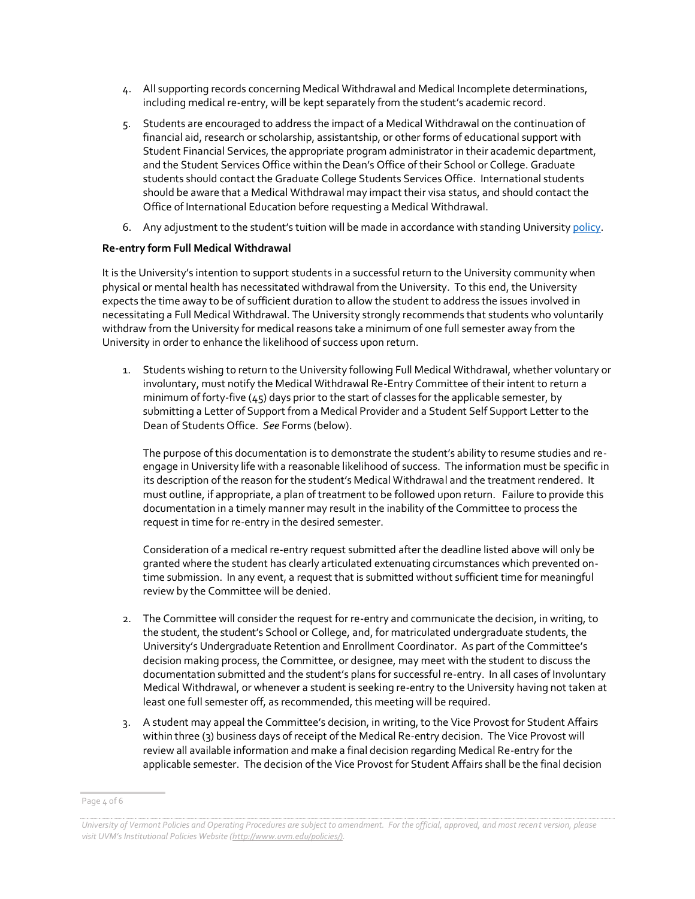4. All supporting records concerning Medical Withdrawal and Medical Incomplete determinations, including medical re-entry, will be kept separately from the student's academic record.
5. Students are encouraged to address the impact of a Medical Withdrawal on the continuation of financial aid, research or scholarship, assistantship, or other forms of educational support with Student Financial Services, the appropriate program administrator in their academic department, and the Student Services Office within the Dean's Office of their School or College. Graduate students should contact the Graduate College Students Services Office. International students should be aware that a Medical Withdrawal may impact their visa status, and should contact the Office of International Education before requesting a Medical Withdrawal.
6. Any adjustment to the student's tuition will be made in accordance with standing University policy.

**Re-entry form Full Medical Withdrawal**

It is the University's intention to support students in a successful return to the University community when physical or mental health has necessitated withdrawal from the University. To this end, the University expects the time away to be of sufficient duration to allow the student to address the issues involved in necessitating a Full Medical Withdrawal. The University strongly recommends that students who voluntarily withdraw from the University for medical reasons take a minimum of one full semester away from the University in order to enhance the likelihood of success upon return.

1. Students wishing to return to the University following Full Medical Withdrawal, whether voluntary or involuntary, must notify the Medical Withdrawal Re-Entry Committee of their intent to return a minimum of forty-five (45) days prior to the start of classes for the applicable semester, by submitting a Letter of Support from a Medical Provider and a Student Self Support Letter to the Dean of Students Office. *See* Forms (below).

   The purpose of this documentation is to demonstrate the student's ability to resume studies and re-engage in University life with a reasonable likelihood of success. The information must be specific in its description of the reason for the student's Medical Withdrawal and the treatment rendered. It must outline, if appropriate, a plan of treatment to be followed upon return. Failure to provide this documentation in a timely manner may result in the inability of the Committee to process the request in time for re-entry in the desired semester.

   Consideration of a medical re-entry request submitted after the deadline listed above will only be granted where the student has clearly articulated extenuating circumstances which prevented on-time submission. In any event, a request that is submitted without sufficient time for meaningful review by the Committee will be denied.

2. The Committee will consider the request for re-entry and communicate the decision, in writing, to the student, the student's School or College, and, for matriculated undergraduate students, the University's Undergraduate Retention and Enrollment Coordinator. As part of the Committee's decision making process, the Committee, or designee, may meet with the student to discuss the documentation submitted and the student's plans for successful re-entry. In all cases of Involuntary Medical Withdrawal, or whenever a student is seeking re-entry to the University having not taken at least one full semester off, as recommended, this meeting will be required.
3. A student may appeal the Committee's decision, in writing, to the Vice Provost for Student Affairs within three (3) business days of receipt of the Medical Re-entry decision. The Vice Provost will review all available information and make a final decision regarding Medical Re-entry for the applicable semester. The decision of the Vice Provost for Student Affairs shall be the final decision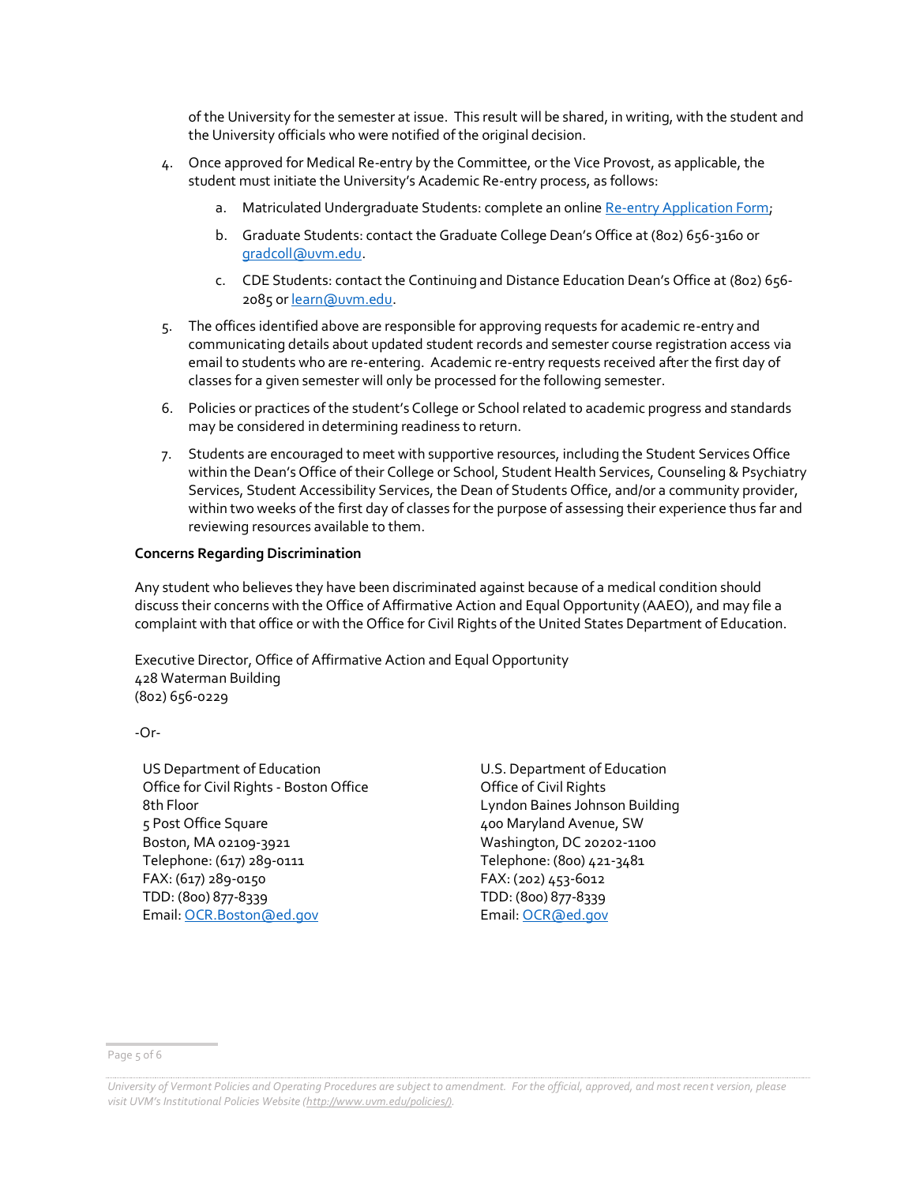of the University for the semester at issue. This result will be shared, in writing, with the student and the University officials who were notified of the original decision.

4. Once approved for Medical Re-entry by the Committee, or the Vice Provost, as applicable, the student must initiate the University's Academic Re-entry process, as follows:
   a. Matriculated Undergraduate Students: complete an online Re-entry Application Form;
   b. Graduate Students: contact the Graduate College Dean's Office at (802) 656-3160 or gradcoll@uvm.edu.
   c. CDE Students: contact the Continuing and Distance Education Dean's Office at (802) 656-2085 or learn@uvm.edu.
5. The offices identified above are responsible for approving requests for academic re-entry and communicating details about updated student records and semester course registration access via email to students who are re-entering. Academic re-entry requests received after the first day of classes for a given semester will only be processed for the following semester.
6. Policies or practices of the student's College or School related to academic progress and standards may be considered in determining readiness to return.
7. Students are encouraged to meet with supportive resources, including the Student Services Office within the Dean's Office of their College or School, Student Health Services, Counseling & Psychiatry Services, Student Accessibility Services, the Dean of Students Office, and/or a community provider, within two weeks of the first day of classes for the purpose of assessing their experience thus far and reviewing resources available to them.

**Concerns Regarding Discrimination**

Any student who believes they have been discriminated against because of a medical condition should discuss their concerns with the Office of Affirmative Action and Equal Opportunity (AAEO), and may file a complaint with that office or with the Office for Civil Rights of the United States Department of Education.

Executive Director, Office of Affirmative Action and Equal Opportunity
428 Waterman Building
(802) 656-0229

-Or-

US Department of Education
Office for Civil Rights - Boston Office
8th Floor
5 Post Office Square
Boston, MA 02109-3921
Telephone: (617) 289-0111
FAX: (617) 289-0150
TDD: (800) 877-8339
Email: OCR.Boston@ed.gov

U.S. Department of Education
Office of Civil Rights
Lyndon Baines Johnson Building
400 Maryland Avenue, SW
Washington, DC 20202-1100
Telephone: (800) 421-3481
FAX: (202) 453-6012
TDD: (800) 877-8339
Email: OCR@ed.gov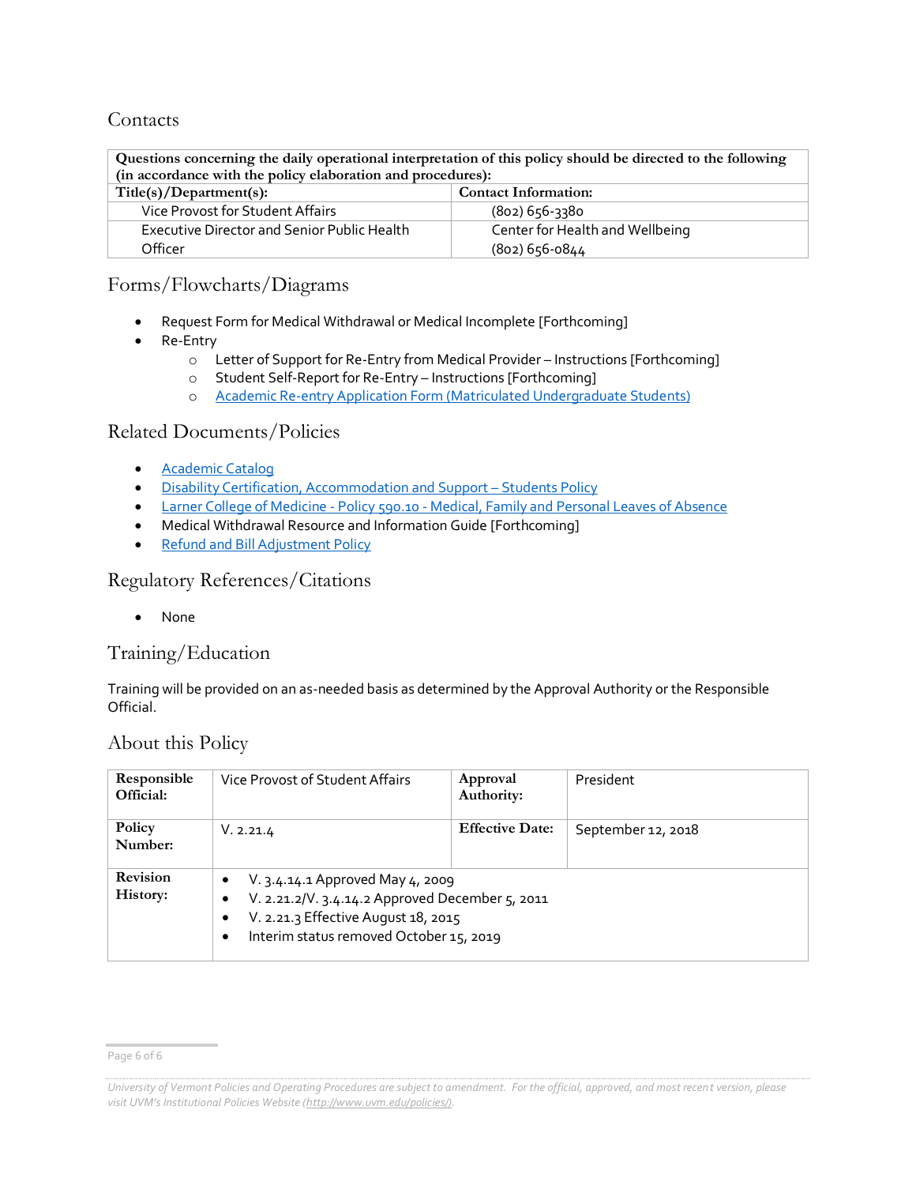## Contacts

| Questions concerning the daily operational interpretation of this policy should be directed to the following (in accordance with the policy elaboration and procedures): | |
|---|---|
| **Title(s)/Department(s):** | **Contact Information:** |
| Vice Provost for Student Affairs | (802) 656-3380 |
| Executive Director and Senior Public Health Officer | Center for Health and Wellbeing (802) 656-0844 |

## Forms/Flowcharts/Diagrams

- Request Form for Medical Withdrawal or Medical Incomplete [Forthcoming]
- Re-Entry
  - Letter of Support for Re-Entry from Medical Provider – Instructions [Forthcoming]
  - Student Self-Report for Re-Entry – Instructions [Forthcoming]
  - Academic Re-entry Application Form (Matriculated Undergraduate Students)

## Related Documents/Policies

- Academic Catalog
- Disability Certification, Accommodation and Support – Students Policy
- Larner College of Medicine - Policy 590.10 - Medical, Family and Personal Leaves of Absence
- Medical Withdrawal Resource and Information Guide [Forthcoming]
- Refund and Bill Adjustment Policy

## Regulatory References/Citations

- None

## Training/Education

Training will be provided on an as-needed basis as determined by the Approval Authority or the Responsible Official.

## About this Policy

| | | | |
|---|---|---|---|
| **Responsible Official:** | Vice Provost of Student Affairs | **Approval Authority:** | President |
| **Policy Number:** | V. 2.21.4 | **Effective Date:** | September 12, 2018 |
| **Revision History:** | • V. 3.4.14.1 Approved May 4, 2009<br>• V. 2.21.2/V. 3.4.14.2 Approved December 5, 2011<br>• V. 2.21.3 Effective August 18, 2015<br>• Interim status removed October 15, 2019 | | |

*University of Vermont Policies and Operating Procedures are subject to amendment. For the official, approved, and most recent version, please visit UVM's Institutional Policies Website (http://www.uvm.edu/policies/).*